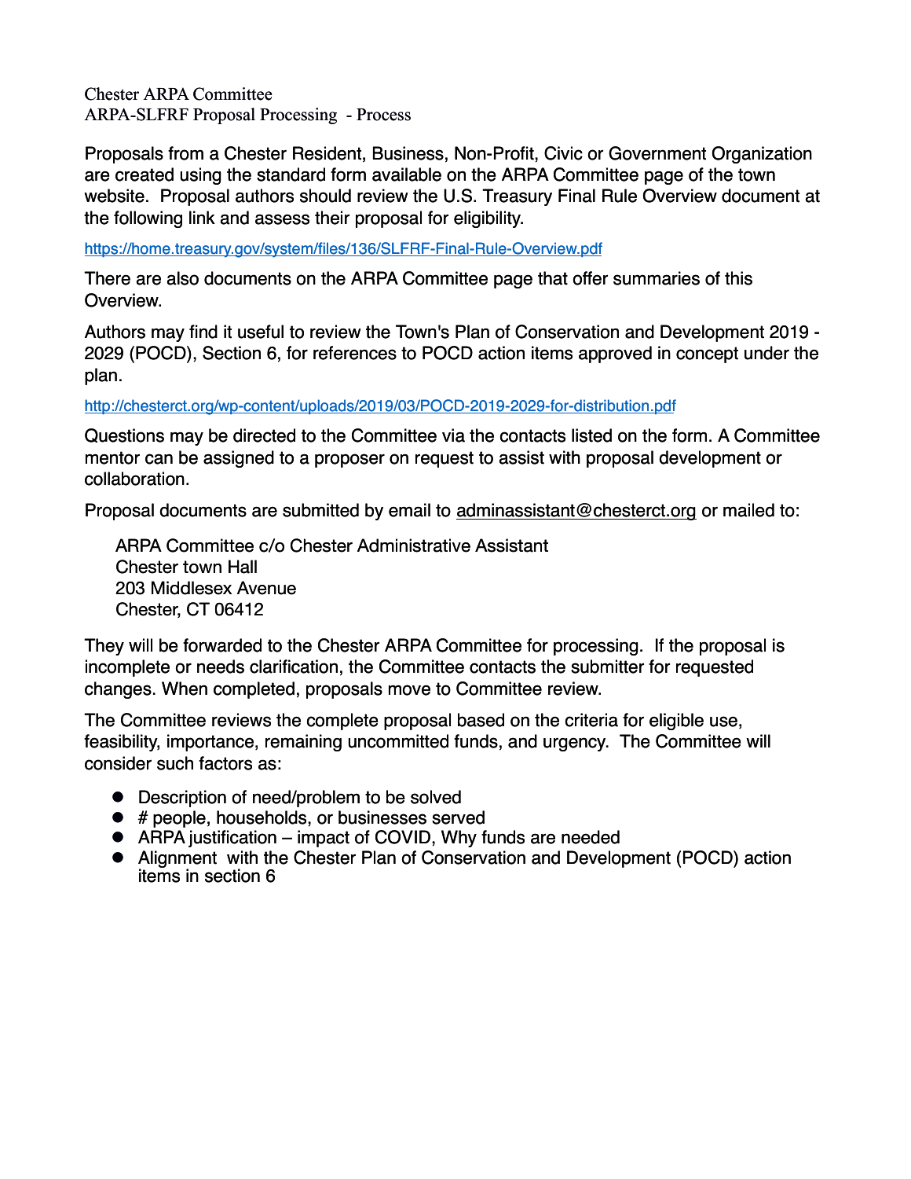Chester ARPA Committee
ARPA-SLFRF Proposal Processing - Process

Proposals from a Chester Resident, Business, Non-Profit, Civic or Government Organization are created using the standard form available on the ARPA Committee page of the town website. Proposal authors should review the U.S. Treasury Final Rule Overview document at the following link and assess their proposal for eligibility.

https://home.treasury.gov/system/files/136/SLFRF-Final-Rule-Overview.pdf

There are also documents on the ARPA Committee page that offer summaries of this Overview.

Authors may find it useful to review the Town's Plan of Conservation and Development 2019 - 2029 (POCD), Section 6, for references to POCD action items approved in concept under the plan.

http://chesterct.org/wp-content/uploads/2019/03/POCD-2019-2029-for-distribution.pdf

Questions may be directed to the Committee via the contacts listed on the form. A Committee mentor can be assigned to a proposer on request to assist with proposal development or collaboration.

Proposal documents are submitted by email to adminassistant@chesterct.org or mailed to:

> ARPA Committee c/o Chester Administrative Assistant
> Chester town Hall
> 203 Middlesex Avenue
> Chester, CT 06412

They will be forwarded to the Chester ARPA Committee for processing. If the proposal is incomplete or needs clarification, the Committee contacts the submitter for requested changes. When completed, proposals move to Committee review.

The Committee reviews the complete proposal based on the criteria for eligible use, feasibility, importance, remaining uncommitted funds, and urgency. The Committee will consider such factors as:

- Description of need/problem to be solved
- # people, households, or businesses served
- ARPA justification – impact of COVID, Why funds are needed
- Alignment with the Chester Plan of Conservation and Development (POCD) action items in section 6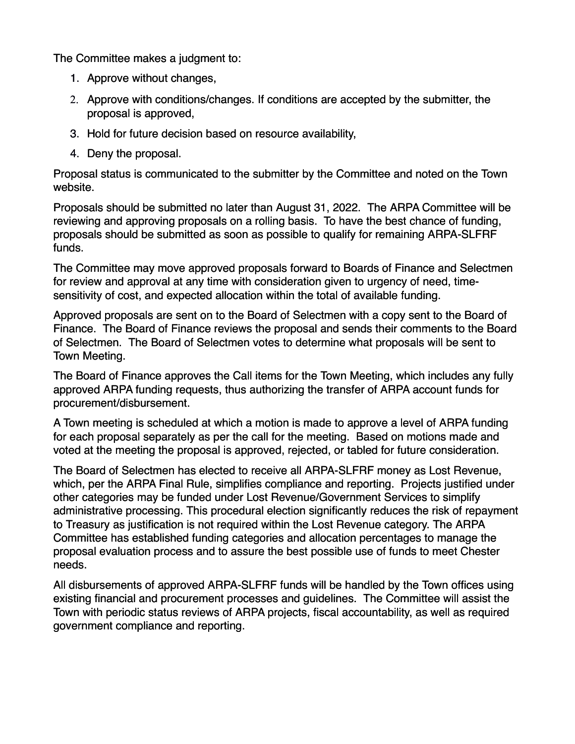The Committee makes a judgment to:

1. Approve without changes,
2. Approve with conditions/changes. If conditions are accepted by the submitter, the proposal is approved,
3. Hold for future decision based on resource availability,
4. Deny the proposal.

Proposal status is communicated to the submitter by the Committee and noted on the Town website.

Proposals should be submitted no later than August 31, 2022. The ARPA Committee will be reviewing and approving proposals on a rolling basis. To have the best chance of funding, proposals should be submitted as soon as possible to qualify for remaining ARPA-SLFRF funds.

The Committee may move approved proposals forward to Boards of Finance and Selectmen for review and approval at any time with consideration given to urgency of need, time-sensitivity of cost, and expected allocation within the total of available funding.

Approved proposals are sent on to the Board of Selectmen with a copy sent to the Board of Finance. The Board of Finance reviews the proposal and sends their comments to the Board of Selectmen. The Board of Selectmen votes to determine what proposals will be sent to Town Meeting.

The Board of Finance approves the Call items for the Town Meeting, which includes any fully approved ARPA funding requests, thus authorizing the transfer of ARPA account funds for procurement/disbursement.

A Town meeting is scheduled at which a motion is made to approve a level of ARPA funding for each proposal separately as per the call for the meeting. Based on motions made and voted at the meeting the proposal is approved, rejected, or tabled for future consideration.

The Board of Selectmen has elected to receive all ARPA-SLFRF money as Lost Revenue, which, per the ARPA Final Rule, simplifies compliance and reporting. Projects justified under other categories may be funded under Lost Revenue/Government Services to simplify administrative processing. This procedural election significantly reduces the risk of repayment to Treasury as justification is not required within the Lost Revenue category. The ARPA Committee has established funding categories and allocation percentages to manage the proposal evaluation process and to assure the best possible use of funds to meet Chester needs.

All disbursements of approved ARPA-SLFRF funds will be handled by the Town offices using existing financial and procurement processes and guidelines. The Committee will assist the Town with periodic status reviews of ARPA projects, fiscal accountability, as well as required government compliance and reporting.